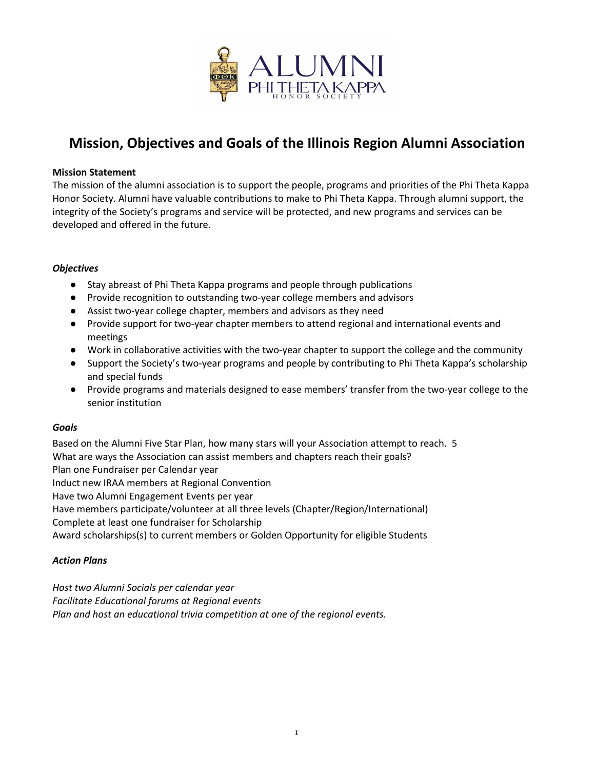# Mission, Objectives and Goals of the Illinois Region Alumni Association

**Mission Statement**
The mission of the alumni association is to support the people, programs and priorities of the Phi Theta Kappa Honor Society. Alumni have valuable contributions to make to Phi Theta Kappa. Through alumni support, the integrity of the Society's programs and service will be protected, and new programs and services can be developed and offered in the future.

***Objectives***

- Stay abreast of Phi Theta Kappa programs and people through publications
- Provide recognition to outstanding two-year college members and advisors
- Assist two-year college chapter, members and advisors as they need
- Provide support for two-year chapter members to attend regional and international events and meetings
- Work in collaborative activities with the two-year chapter to support the college and the community
- Support the Society's two-year programs and people by contributing to Phi Theta Kappa's scholarship and special funds
- Provide programs and materials designed to ease members' transfer from the two-year college to the senior institution

***Goals***

Based on the Alumni Five Star Plan, how many stars will your Association attempt to reach. 5
What are ways the Association can assist members and chapters reach their goals?
Plan one Fundraiser per Calendar year
Induct new IRAA members at Regional Convention
Have two Alumni Engagement Events per year
Have members participate/volunteer at all three levels (Chapter/Region/International)
Complete at least one fundraiser for Scholarship
Award scholarships(s) to current members or Golden Opportunity for eligible Students

***Action Plans***

*Host two Alumni Socials per calendar year*
*Facilitate Educational forums at Regional events*
*Plan and host an educational trivia competition at one of the regional events.*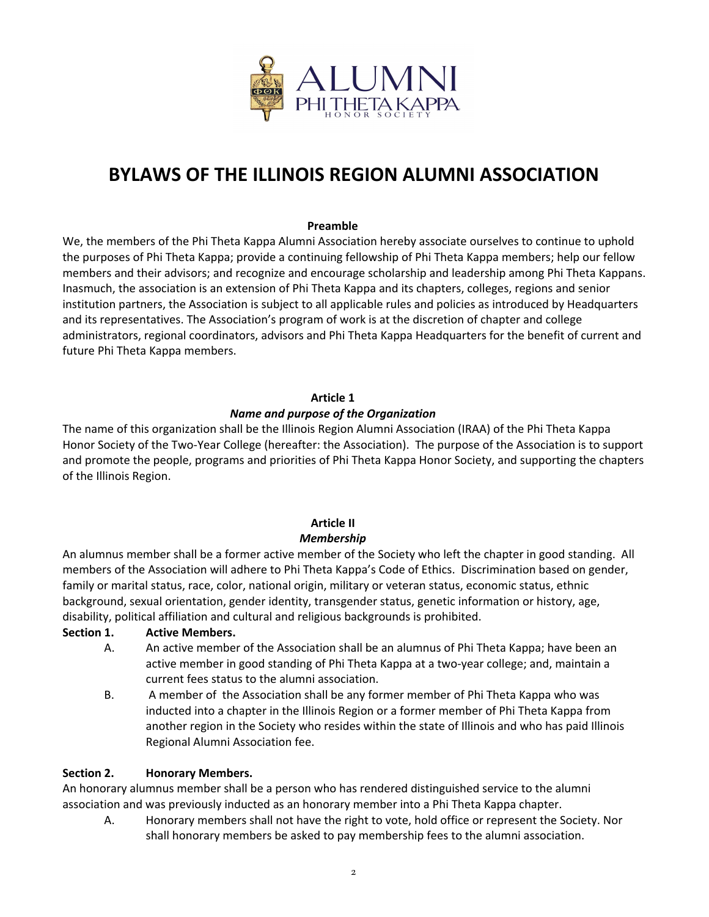# BYLAWS OF THE ILLINOIS REGION ALUMNI ASSOCIATION

**Preamble**

We, the members of the Phi Theta Kappa Alumni Association hereby associate ourselves to continue to uphold the purposes of Phi Theta Kappa; provide a continuing fellowship of Phi Theta Kappa members; help our fellow members and their advisors; and recognize and encourage scholarship and leadership among Phi Theta Kappans. Inasmuch, the association is an extension of Phi Theta Kappa and its chapters, colleges, regions and senior institution partners, the Association is subject to all applicable rules and policies as introduced by Headquarters and its representatives. The Association's program of work is at the discretion of chapter and college administrators, regional coordinators, advisors and Phi Theta Kappa Headquarters for the benefit of current and future Phi Theta Kappa members.

## Article 1

### *Name and purpose of the Organization*

The name of this organization shall be the Illinois Region Alumni Association (IRAA) of the Phi Theta Kappa Honor Society of the Two-Year College (hereafter: the Association). The purpose of the Association is to support and promote the people, programs and priorities of Phi Theta Kappa Honor Society, and supporting the chapters of the Illinois Region.

## Article II

### *Membership*

An alumnus member shall be a former active member of the Society who left the chapter in good standing. All members of the Association will adhere to Phi Theta Kappa's Code of Ethics. Discrimination based on gender, family or marital status, race, color, national origin, military or veteran status, economic status, ethnic background, sexual orientation, gender identity, transgender status, genetic information or history, age, disability, political affiliation and cultural and religious backgrounds is prohibited.

**Section 1. Active Members.**

A. An active member of the Association shall be an alumnus of Phi Theta Kappa; have been an active member in good standing of Phi Theta Kappa at a two-year college; and, maintain a current fees status to the alumni association.

B. A member of the Association shall be any former member of Phi Theta Kappa who was inducted into a chapter in the Illinois Region or a former member of Phi Theta Kappa from another region in the Society who resides within the state of Illinois and who has paid Illinois Regional Alumni Association fee.

**Section 2. Honorary Members.**

An honorary alumnus member shall be a person who has rendered distinguished service to the alumni association and was previously inducted as an honorary member into a Phi Theta Kappa chapter.

A. Honorary members shall not have the right to vote, hold office or represent the Society. Nor shall honorary members be asked to pay membership fees to the alumni association.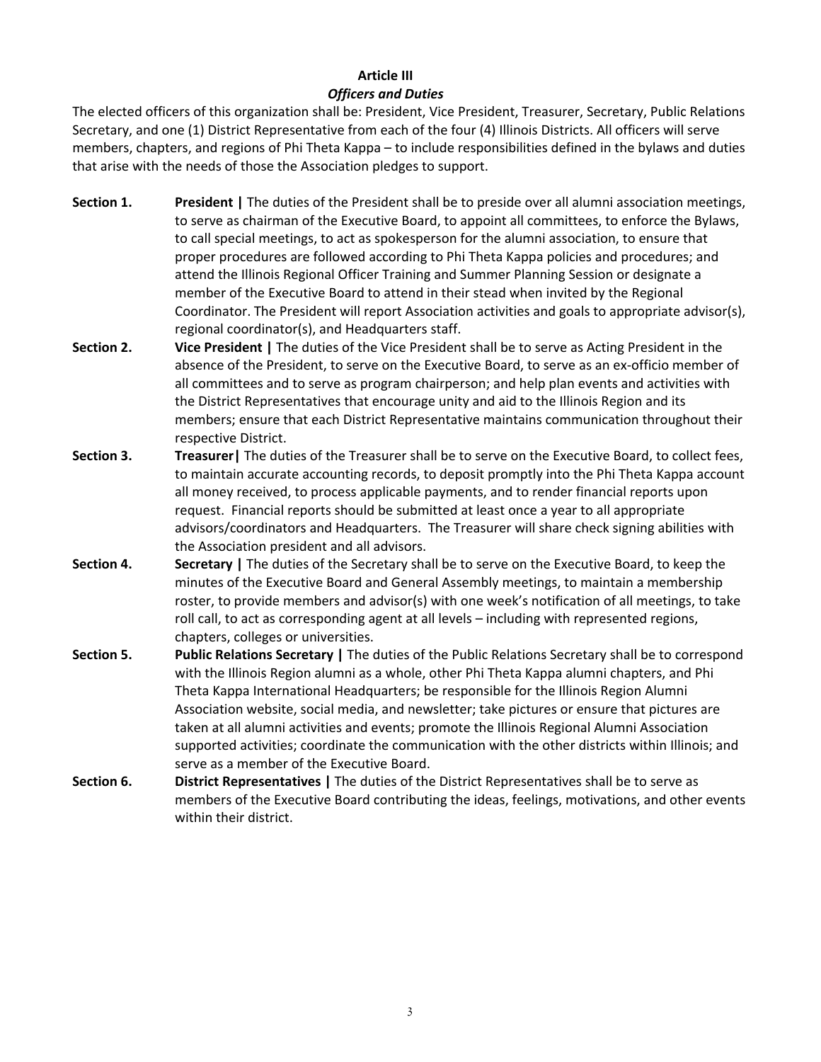## Article III

### *Officers and Duties*

The elected officers of this organization shall be: President, Vice President, Treasurer, Secretary, Public Relations Secretary, and one (1) District Representative from each of the four (4) Illinois Districts. All officers will serve members, chapters, and regions of Phi Theta Kappa – to include responsibilities defined in the bylaws and duties that arise with the needs of those the Association pledges to support.

**Section 1.** **President |** The duties of the President shall be to preside over all alumni association meetings, to serve as chairman of the Executive Board, to appoint all committees, to enforce the Bylaws, to call special meetings, to act as spokesperson for the alumni association, to ensure that proper procedures are followed according to Phi Theta Kappa policies and procedures; and attend the Illinois Regional Officer Training and Summer Planning Session or designate a member of the Executive Board to attend in their stead when invited by the Regional Coordinator. The President will report Association activities and goals to appropriate advisor(s), regional coordinator(s), and Headquarters staff.

**Section 2.** **Vice President |** The duties of the Vice President shall be to serve as Acting President in the absence of the President, to serve on the Executive Board, to serve as an ex-officio member of all committees and to serve as program chairperson; and help plan events and activities with the District Representatives that encourage unity and aid to the Illinois Region and its members; ensure that each District Representative maintains communication throughout their respective District.

**Section 3.** **Treasurer|** The duties of the Treasurer shall be to serve on the Executive Board, to collect fees, to maintain accurate accounting records, to deposit promptly into the Phi Theta Kappa account all money received, to process applicable payments, and to render financial reports upon request. Financial reports should be submitted at least once a year to all appropriate advisors/coordinators and Headquarters. The Treasurer will share check signing abilities with the Association president and all advisors.

**Section 4.** **Secretary |** The duties of the Secretary shall be to serve on the Executive Board, to keep the minutes of the Executive Board and General Assembly meetings, to maintain a membership roster, to provide members and advisor(s) with one week's notification of all meetings, to take roll call, to act as corresponding agent at all levels – including with represented regions, chapters, colleges or universities.

**Section 5.** **Public Relations Secretary |** The duties of the Public Relations Secretary shall be to correspond with the Illinois Region alumni as a whole, other Phi Theta Kappa alumni chapters, and Phi Theta Kappa International Headquarters; be responsible for the Illinois Region Alumni Association website, social media, and newsletter; take pictures or ensure that pictures are taken at all alumni activities and events; promote the Illinois Regional Alumni Association supported activities; coordinate the communication with the other districts within Illinois; and serve as a member of the Executive Board.

**Section 6.** **District Representatives |** The duties of the District Representatives shall be to serve as members of the Executive Board contributing the ideas, feelings, motivations, and other events within their district.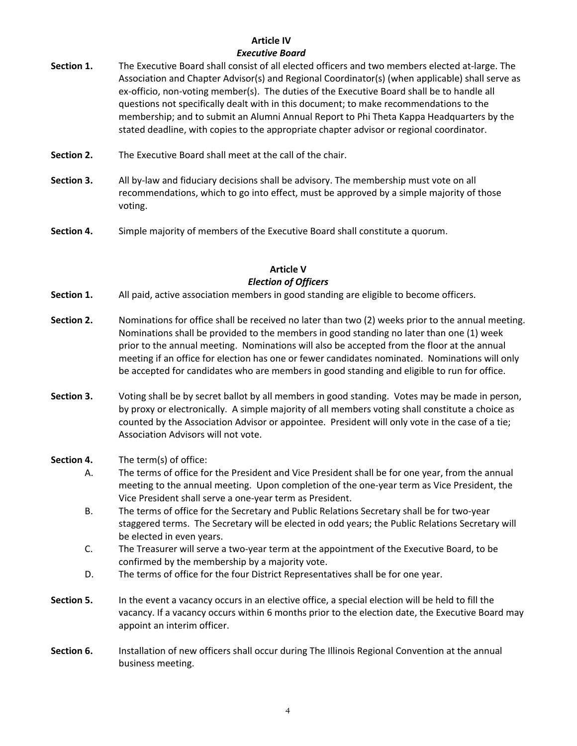## Article IV
### *Executive Board*

**Section 1.** The Executive Board shall consist of all elected officers and two members elected at-large. The Association and Chapter Advisor(s) and Regional Coordinator(s) (when applicable) shall serve as ex-officio, non-voting member(s). The duties of the Executive Board shall be to handle all questions not specifically dealt with in this document; to make recommendations to the membership; and to submit an Alumni Annual Report to Phi Theta Kappa Headquarters by the stated deadline, with copies to the appropriate chapter advisor or regional coordinator.

**Section 2.** The Executive Board shall meet at the call of the chair.

**Section 3.** All by-law and fiduciary decisions shall be advisory. The membership must vote on all recommendations, which to go into effect, must be approved by a simple majority of those voting.

**Section 4.** Simple majority of members of the Executive Board shall constitute a quorum.

## Article V
### *Election of Officers*

**Section 1.** All paid, active association members in good standing are eligible to become officers.

**Section 2.** Nominations for office shall be received no later than two (2) weeks prior to the annual meeting. Nominations shall be provided to the members in good standing no later than one (1) week prior to the annual meeting. Nominations will also be accepted from the floor at the annual meeting if an office for election has one or fewer candidates nominated. Nominations will only be accepted for candidates who are members in good standing and eligible to run for office.

**Section 3.** Voting shall be by secret ballot by all members in good standing. Votes may be made in person, by proxy or electronically. A simple majority of all members voting shall constitute a choice as counted by the Association Advisor or appointee. President will only vote in the case of a tie; Association Advisors will not vote.

**Section 4.** The term(s) of office:

A. The terms of office for the President and Vice President shall be for one year, from the annual meeting to the annual meeting. Upon completion of the one-year term as Vice President, the Vice President shall serve a one-year term as President.

B. The terms of office for the Secretary and Public Relations Secretary shall be for two-year staggered terms. The Secretary will be elected in odd years; the Public Relations Secretary will be elected in even years.

C. The Treasurer will serve a two-year term at the appointment of the Executive Board, to be confirmed by the membership by a majority vote.

D. The terms of office for the four District Representatives shall be for one year.

**Section 5.** In the event a vacancy occurs in an elective office, a special election will be held to fill the vacancy. If a vacancy occurs within 6 months prior to the election date, the Executive Board may appoint an interim officer.

**Section 6.** Installation of new officers shall occur during The Illinois Regional Convention at the annual business meeting.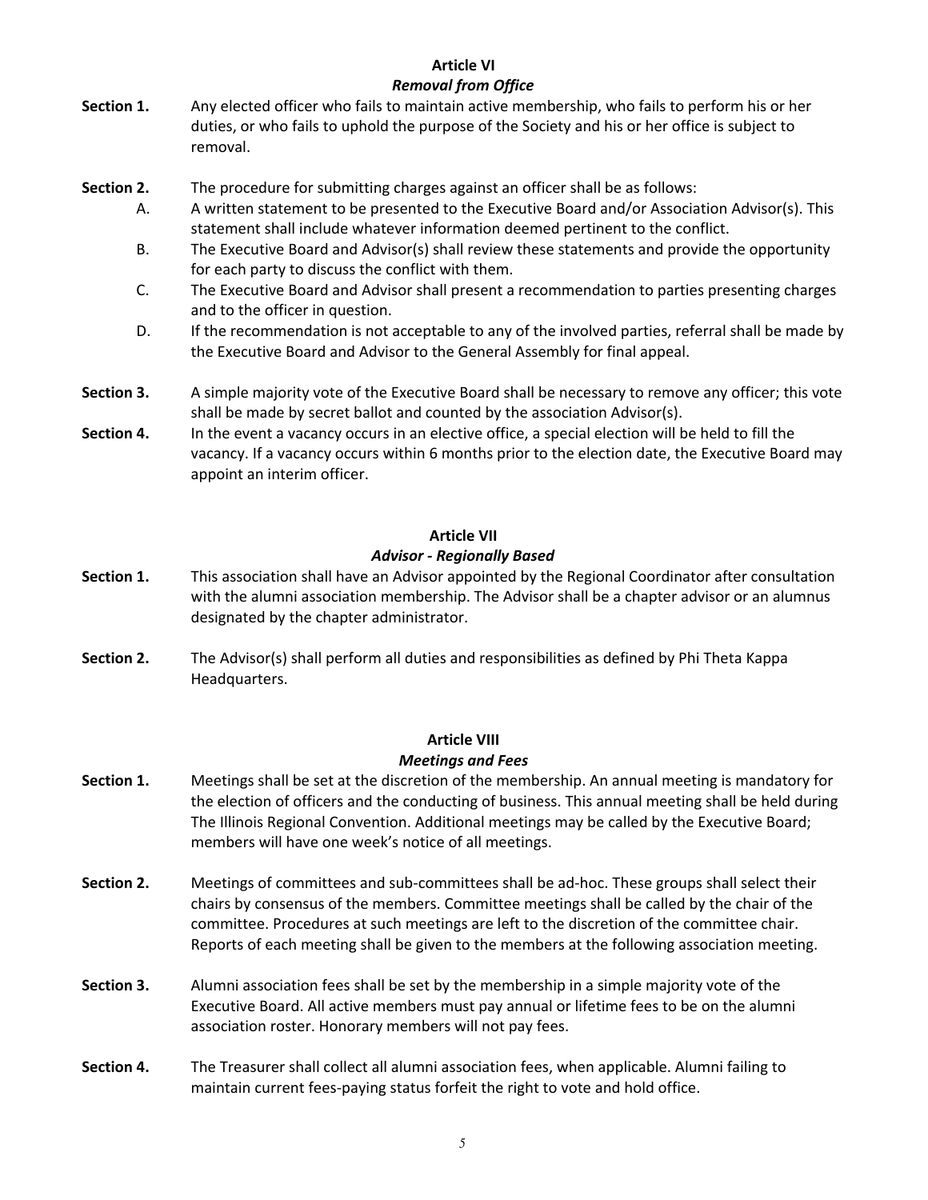## Article VI
### *Removal from Office*

**Section 1.** Any elected officer who fails to maintain active membership, who fails to perform his or her duties, or who fails to uphold the purpose of the Society and his or her office is subject to removal.

**Section 2.** The procedure for submitting charges against an officer shall be as follows:

- A. A written statement to be presented to the Executive Board and/or Association Advisor(s). This statement shall include whatever information deemed pertinent to the conflict.
- B. The Executive Board and Advisor(s) shall review these statements and provide the opportunity for each party to discuss the conflict with them.
- C. The Executive Board and Advisor shall present a recommendation to parties presenting charges and to the officer in question.
- D. If the recommendation is not acceptable to any of the involved parties, referral shall be made by the Executive Board and Advisor to the General Assembly for final appeal.

**Section 3.** A simple majority vote of the Executive Board shall be necessary to remove any officer; this vote shall be made by secret ballot and counted by the association Advisor(s).

**Section 4.** In the event a vacancy occurs in an elective office, a special election will be held to fill the vacancy. If a vacancy occurs within 6 months prior to the election date, the Executive Board may appoint an interim officer.

## Article VII
### *Advisor - Regionally Based*

**Section 1.** This association shall have an Advisor appointed by the Regional Coordinator after consultation with the alumni association membership. The Advisor shall be a chapter advisor or an alumnus designated by the chapter administrator.

**Section 2.** The Advisor(s) shall perform all duties and responsibilities as defined by Phi Theta Kappa Headquarters.

## Article VIII
### *Meetings and Fees*

**Section 1.** Meetings shall be set at the discretion of the membership. An annual meeting is mandatory for the election of officers and the conducting of business. This annual meeting shall be held during The Illinois Regional Convention. Additional meetings may be called by the Executive Board; members will have one week's notice of all meetings.

**Section 2.** Meetings of committees and sub-committees shall be ad-hoc. These groups shall select their chairs by consensus of the members. Committee meetings shall be called by the chair of the committee. Procedures at such meetings are left to the discretion of the committee chair. Reports of each meeting shall be given to the members at the following association meeting.

**Section 3.** Alumni association fees shall be set by the membership in a simple majority vote of the Executive Board. All active members must pay annual or lifetime fees to be on the alumni association roster. Honorary members will not pay fees.

**Section 4.** The Treasurer shall collect all alumni association fees, when applicable. Alumni failing to maintain current fees-paying status forfeit the right to vote and hold office.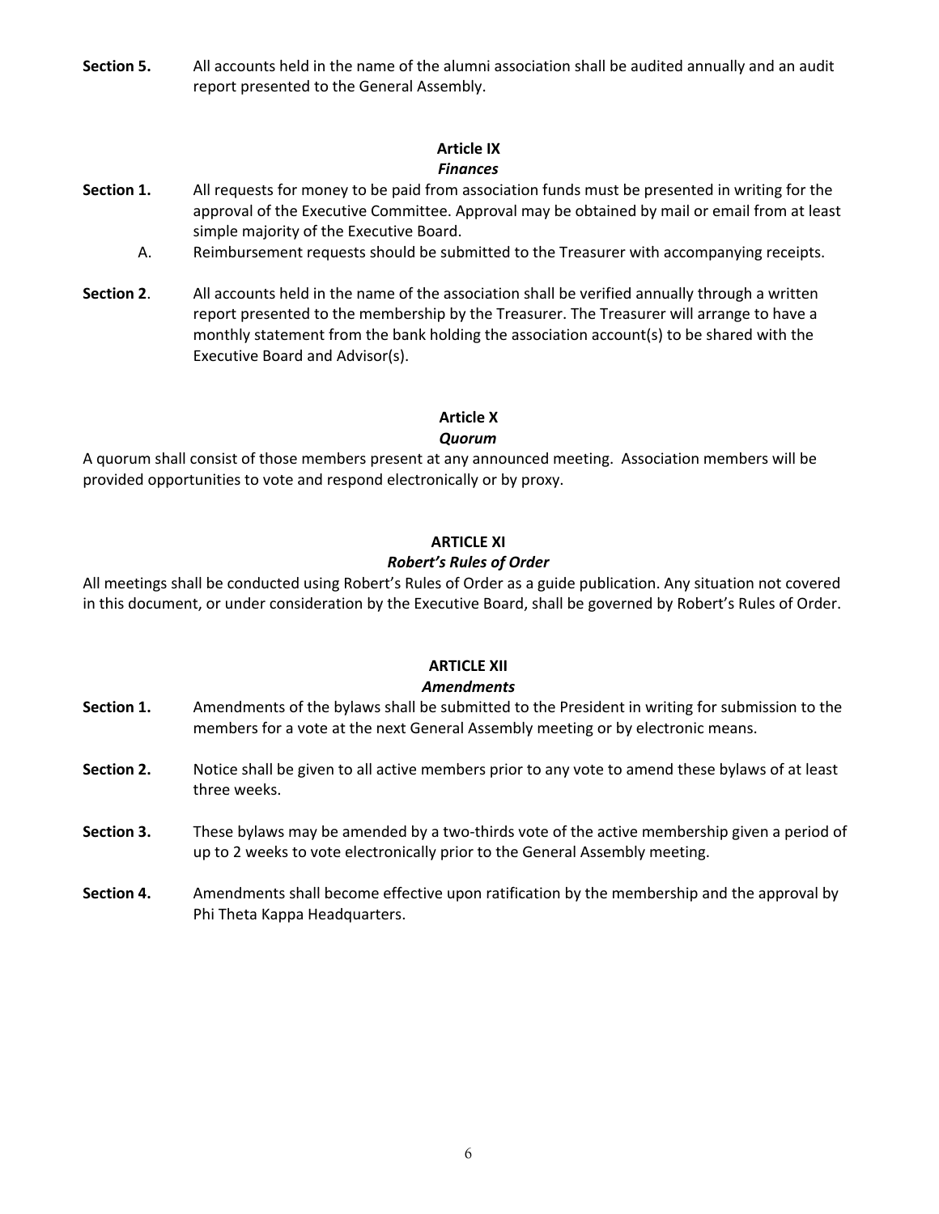**Section 5.** All accounts held in the name of the alumni association shall be audited annually and an audit report presented to the General Assembly.

## Article IX
### *Finances*

**Section 1.** All requests for money to be paid from association funds must be presented in writing for the approval of the Executive Committee. Approval may be obtained by mail or email from at least simple majority of the Executive Board.

A. Reimbursement requests should be submitted to the Treasurer with accompanying receipts.

**Section 2**. All accounts held in the name of the association shall be verified annually through a written report presented to the membership by the Treasurer. The Treasurer will arrange to have a monthly statement from the bank holding the association account(s) to be shared with the Executive Board and Advisor(s).

## Article X
### *Quorum*

A quorum shall consist of those members present at any announced meeting. Association members will be provided opportunities to vote and respond electronically or by proxy.

## ARTICLE XI
### *Robert's Rules of Order*

All meetings shall be conducted using Robert's Rules of Order as a guide publication. Any situation not covered in this document, or under consideration by the Executive Board, shall be governed by Robert's Rules of Order.

## ARTICLE XII
### *Amendments*

**Section 1.** Amendments of the bylaws shall be submitted to the President in writing for submission to the members for a vote at the next General Assembly meeting or by electronic means.

**Section 2.** Notice shall be given to all active members prior to any vote to amend these bylaws of at least three weeks.

**Section 3.** These bylaws may be amended by a two-thirds vote of the active membership given a period of up to 2 weeks to vote electronically prior to the General Assembly meeting.

**Section 4.** Amendments shall become effective upon ratification by the membership and the approval by Phi Theta Kappa Headquarters.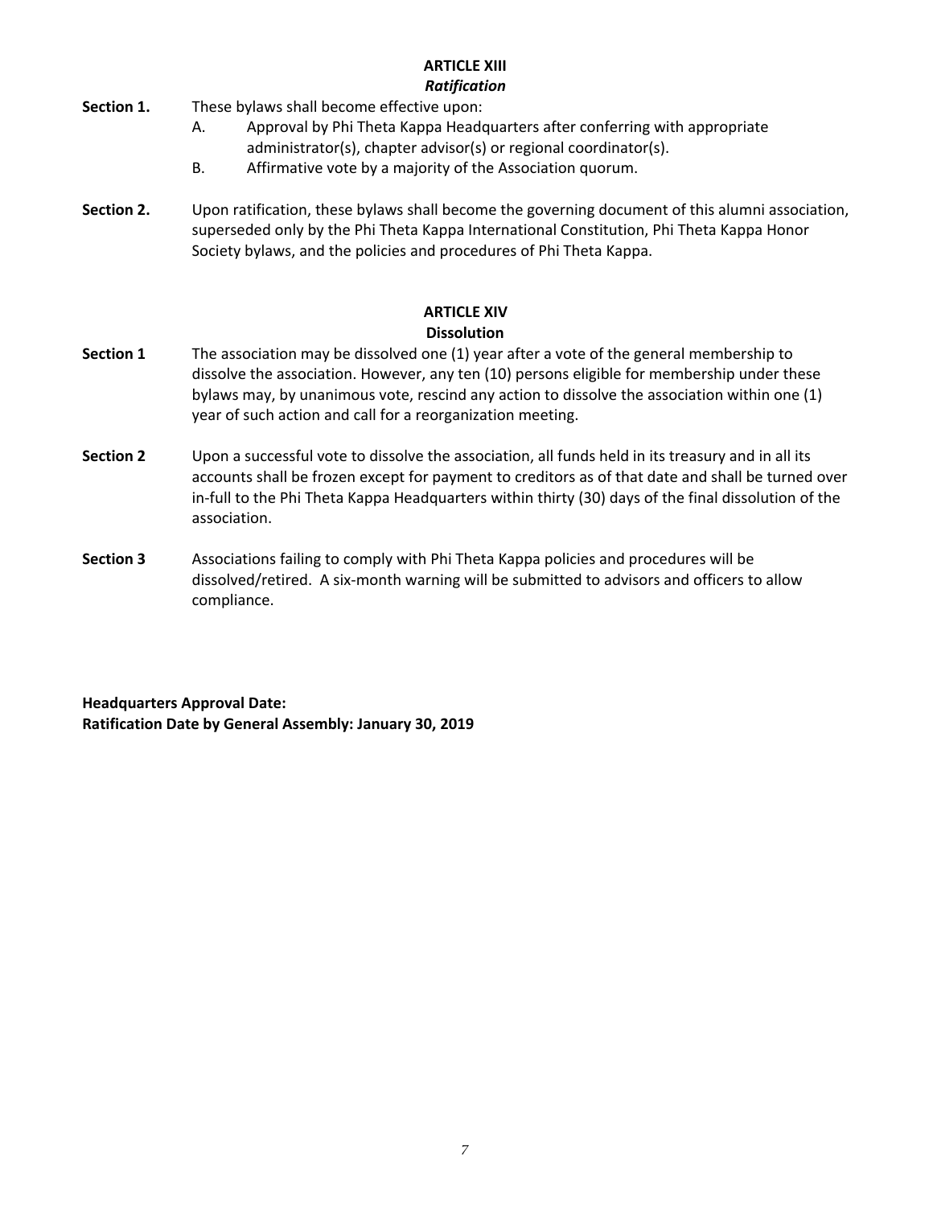## ARTICLE XIII
### *Ratification*

**Section 1.** These bylaws shall become effective upon:

A. Approval by Phi Theta Kappa Headquarters after conferring with appropriate administrator(s), chapter advisor(s) or regional coordinator(s).

B. Affirmative vote by a majority of the Association quorum.

**Section 2.** Upon ratification, these bylaws shall become the governing document of this alumni association, superseded only by the Phi Theta Kappa International Constitution, Phi Theta Kappa Honor Society bylaws, and the policies and procedures of Phi Theta Kappa.

## ARTICLE XIV
### Dissolution

**Section 1** The association may be dissolved one (1) year after a vote of the general membership to dissolve the association. However, any ten (10) persons eligible for membership under these bylaws may, by unanimous vote, rescind any action to dissolve the association within one (1) year of such action and call for a reorganization meeting.

**Section 2** Upon a successful vote to dissolve the association, all funds held in its treasury and in all its accounts shall be frozen except for payment to creditors as of that date and shall be turned over in-full to the Phi Theta Kappa Headquarters within thirty (30) days of the final dissolution of the association.

**Section 3** Associations failing to comply with Phi Theta Kappa policies and procedures will be dissolved/retired. A six-month warning will be submitted to advisors and officers to allow compliance.

**Headquarters Approval Date:**
**Ratification Date by General Assembly: January 30, 2019**